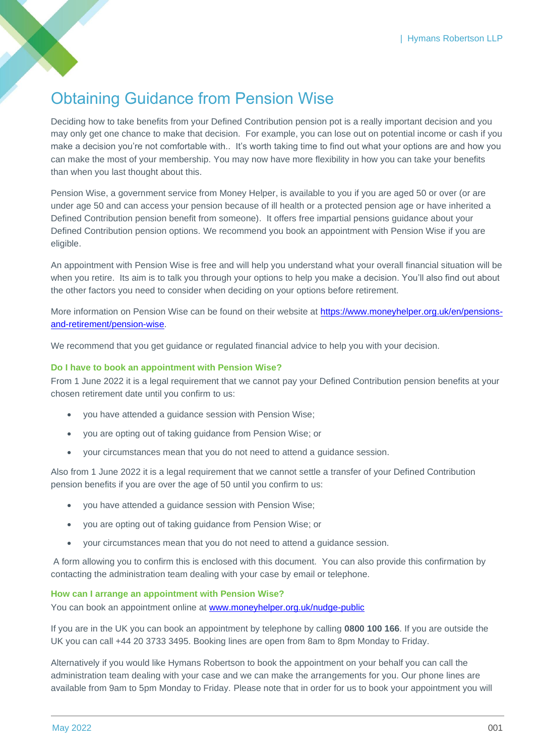# Obtaining Guidance from Pension Wise

Deciding how to take benefits from your Defined Contribution pension pot is a really important decision and you may only get one chance to make that decision. For example, you can lose out on potential income or cash if you make a decision you're not comfortable with.. It's worth taking time to find out what your options are and how you can make the most of your membership. You may now have more flexibility in how you can take your benefits than when you last thought about this.

Pension Wise, a government service from Money Helper, is available to you if you are aged 50 or over (or are under age 50 and can access your pension because of ill health or a protected pension age or have inherited a Defined Contribution pension benefit from someone). It offers free impartial pensions guidance about your Defined Contribution pension options. We recommend you book an appointment with Pension Wise if you are eligible.

An appointment with Pension Wise is free and will help you understand what your overall financial situation will be when you retire. Its aim is to talk you through your options to help you make a decision. You'll also find out about the other factors you need to consider when deciding on your options before retirement.

More information on Pension Wise can be found on their website at [https://www.moneyhelper.org.uk/en/pensions-and-retirement/pension-wise](https://www.moneyhelper.org.uk/en/pensions-and-retirement/pension-wise).

We recommend that you get guidance or regulated financial advice to help you with your decision.

### Do I have to book an appointment with Pension Wise?

From 1 June 2022 it is a legal requirement that we cannot pay your Defined Contribution pension benefits at your chosen retirement date until you confirm to us:

- you have attended a guidance session with Pension Wise;
- you are opting out of taking guidance from Pension Wise; or
- your circumstances mean that you do not need to attend a guidance session.

Also from 1 June 2022 it is a legal requirement that we cannot settle a transfer of your Defined Contribution pension benefits if you are over the age of 50 until you confirm to us:

- you have attended a guidance session with Pension Wise;
- you are opting out of taking guidance from Pension Wise; or
- your circumstances mean that you do not need to attend a guidance session.

A form allowing you to confirm this is enclosed with this document. You can also provide this confirmation by contacting the administration team dealing with your case by email or telephone.

### How can I arrange an appointment with Pension Wise?

You can book an appointment online at [www.moneyhelper.org.uk/nudge-public](www.moneyhelper.org.uk/nudge-public)

If you are in the UK you can book an appointment by telephone by calling **0800 100 166**. If you are outside the UK you can call +44 20 3733 3495. Booking lines are open from 8am to 8pm Monday to Friday.

Alternatively if you would like Hymans Robertson to book the appointment on your behalf you can call the administration team dealing with your case and we can make the arrangements for you. Our phone lines are available from 9am to 5pm Monday to Friday. Please note that in order for us to book your appointment you will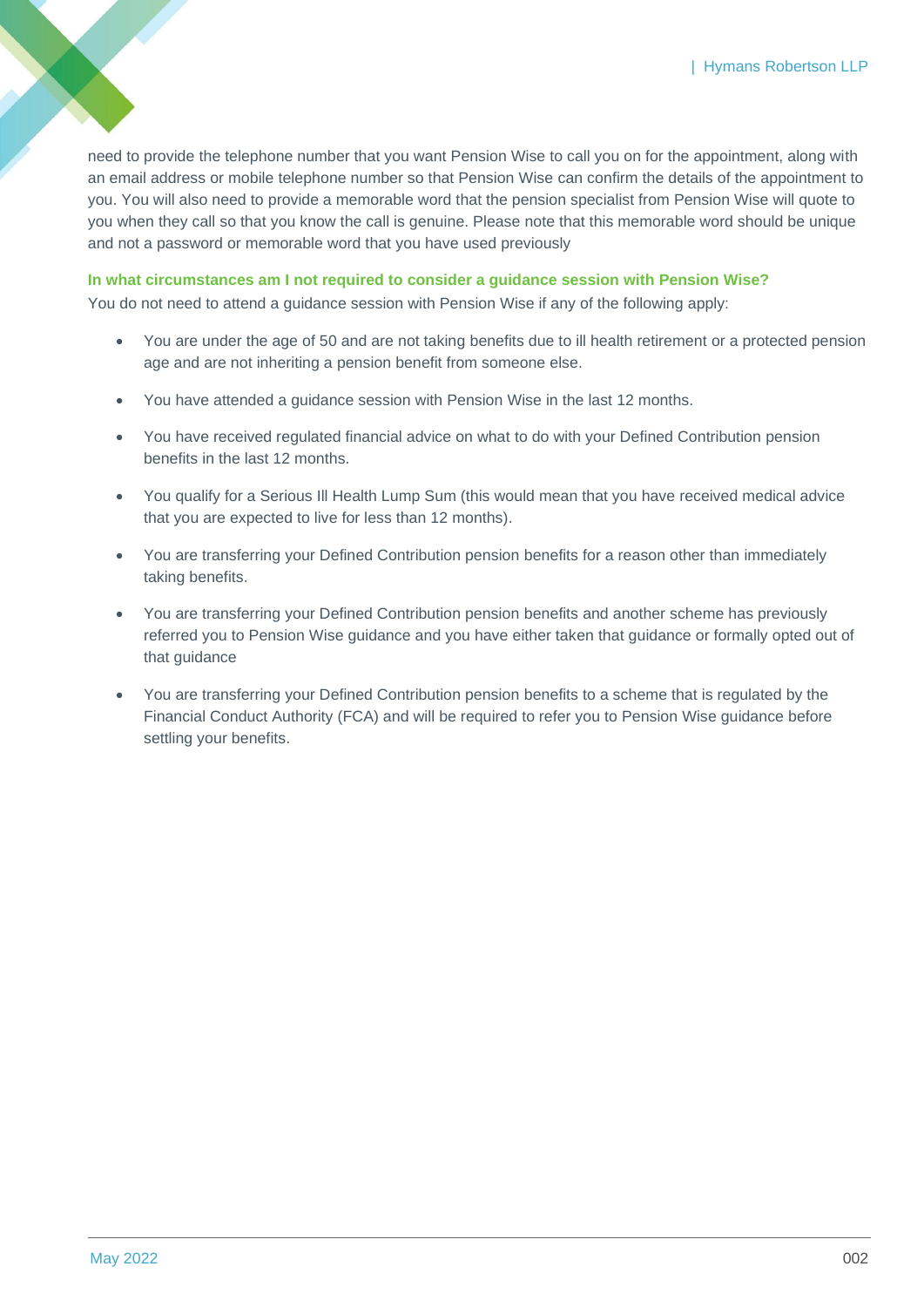need to provide the telephone number that you want Pension Wise to call you on for the appointment, along with an email address or mobile telephone number so that Pension Wise can confirm the details of the appointment to you. You will also need to provide a memorable word that the pension specialist from Pension Wise will quote to you when they call so that you know the call is genuine. Please note that this memorable word should be unique and not a password or memorable word that you have used previously

### In what circumstances am I not required to consider a guidance session with Pension Wise?

You do not need to attend a guidance session with Pension Wise if any of the following apply:

- You are under the age of 50 and are not taking benefits due to ill health retirement or a protected pension age and are not inheriting a pension benefit from someone else.
- You have attended a guidance session with Pension Wise in the last 12 months.
- You have received regulated financial advice on what to do with your Defined Contribution pension benefits in the last 12 months.
- You qualify for a Serious Ill Health Lump Sum (this would mean that you have received medical advice that you are expected to live for less than 12 months).
- You are transferring your Defined Contribution pension benefits for a reason other than immediately taking benefits.
- You are transferring your Defined Contribution pension benefits and another scheme has previously referred you to Pension Wise guidance and you have either taken that guidance or formally opted out of that guidance
- You are transferring your Defined Contribution pension benefits to a scheme that is regulated by the Financial Conduct Authority (FCA) and will be required to refer you to Pension Wise guidance before settling your benefits.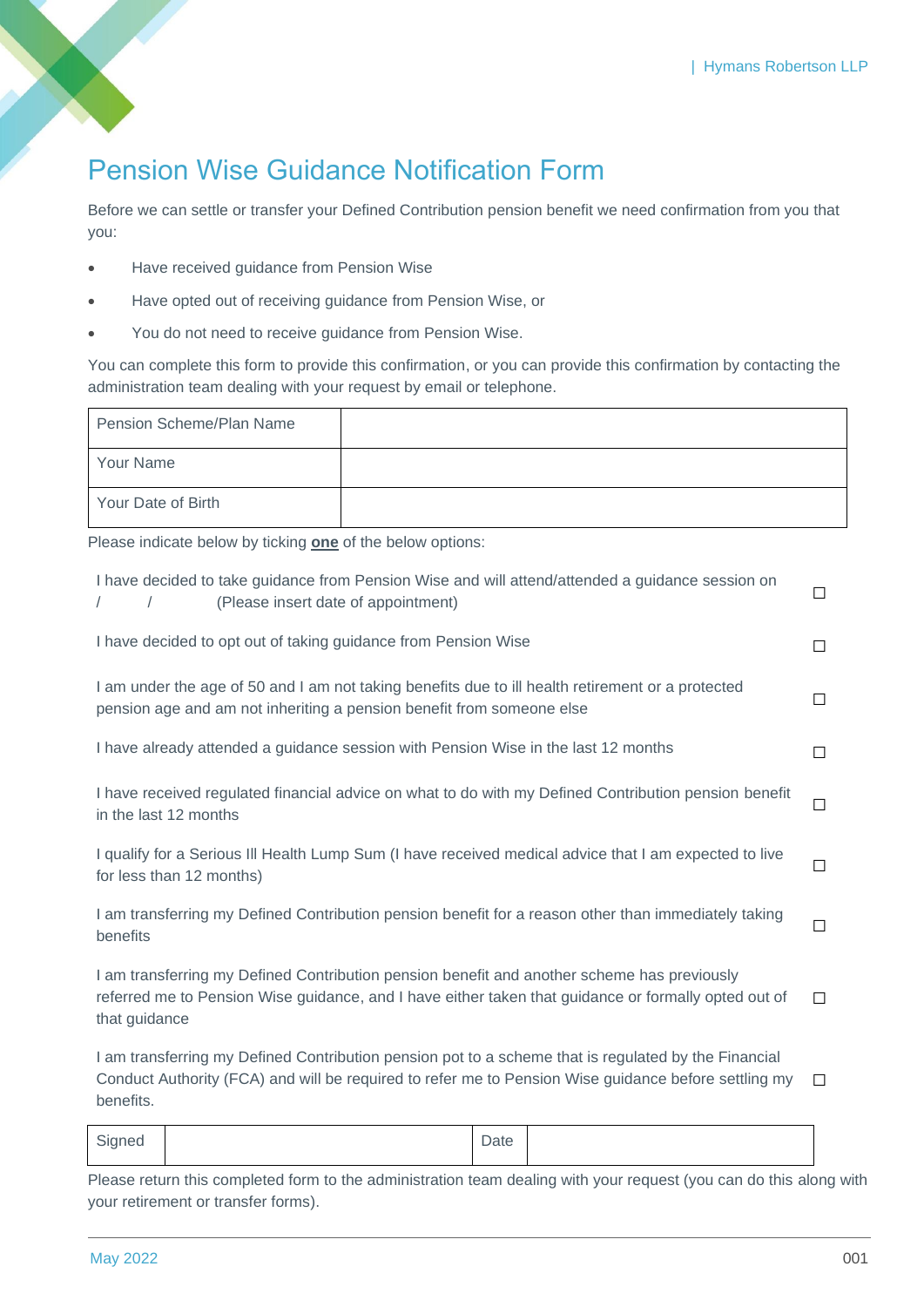# Pension Wise Guidance Notification Form

Before we can settle or transfer your Defined Contribution pension benefit we need confirmation from you that you:

- Have received guidance from Pension Wise
- Have opted out of receiving guidance from Pension Wise, or
- You do not need to receive guidance from Pension Wise.

You can complete this form to provide this confirmation, or you can provide this confirmation by contacting the administration team dealing with your request by email or telephone.

| | |
|---|---|
| Pension Scheme/Plan Name | |
| Your Name | |
| Your Date of Birth | |

Please indicate below by ticking **one** of the below options:

| | |
|---|---|
| I have decided to take guidance from Pension Wise and will attend/attended a guidance session on / / (Please insert date of appointment) | ☐ |
| I have decided to opt out of taking guidance from Pension Wise | ☐ |
| I am under the age of 50 and I am not taking benefits due to ill health retirement or a protected pension age and am not inheriting a pension benefit from someone else | ☐ |
| I have already attended a guidance session with Pension Wise in the last 12 months | ☐ |
| I have received regulated financial advice on what to do with my Defined Contribution pension benefit in the last 12 months | ☐ |
| I qualify for a Serious Ill Health Lump Sum (I have received medical advice that I am expected to live for less than 12 months) | ☐ |
| I am transferring my Defined Contribution pension benefit for a reason other than immediately taking benefits | ☐ |
| I am transferring my Defined Contribution pension benefit and another scheme has previously referred me to Pension Wise guidance, and I have either taken that guidance or formally opted out of that guidance | ☐ |
| I am transferring my Defined Contribution pension pot to a scheme that is regulated by the Financial Conduct Authority (FCA) and will be required to refer me to Pension Wise guidance before settling my benefits. | ☐ |

| | | | |
|---|---|---|---|
| Signed | | Date | |

Please return this completed form to the administration team dealing with your request (you can do this along with your retirement or transfer forms).